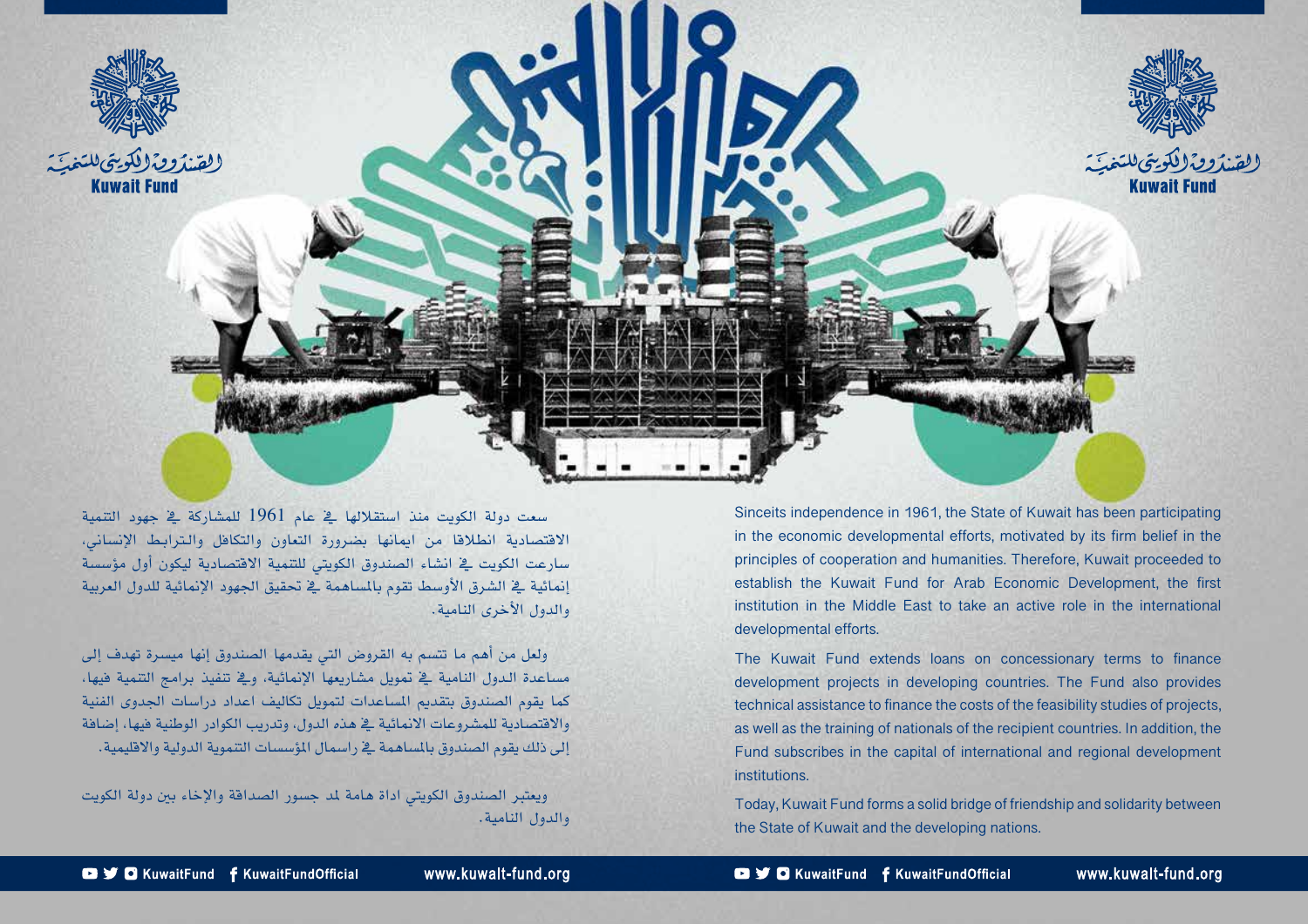الصندوق الكويتي للتنمية
**Kuwait Fund**

سعت دولة الكويت منذ استقلالها في عام 1961 للمشاركة في جهود التنمية الاقتصادية انطلاقا من ايمانها بضرورة التعاون والتكافل والترابط الإنساني، سارعت الكويت في انشاء الصندوق الكويتي للتنمية الاقتصادية ليكون أول مؤسسة إنمائية في الشرق الأوسط تقوم بالمساهمة في تحقيق الجهود الإنمائية للدول العربية والدول الأخرى النامية.

ولعل من أهم ما تتسم به القروض التي يقدمها الصندوق إنها ميسرة تهدف إلى مساعدة الدول النامية في تمويل مشاريعها الإنمائية، وفي تنفيذ برامج التنمية فيها، كما يقوم الصندوق بتقديم المساعدات لتمويل تكاليف اعداد دراسات الجدوى الفنية والاقتصادية للمشروعات الانمائية في هذه الدول، وتدريب الكوادر الوطنية فيها، إضافة إلى ذلك يقوم الصندوق بالمساهمة في راسمال المؤسسات التنموية الدولية والاقليمية.

ويعتبر الصندوق الكويتي اداة هامة لمد جسور الصداقة والإخاء بين دولة الكويت والدول النامية.

Sinceits independence in 1961, the State of Kuwait has been participating in the economic developmental efforts, motivated by its firm belief in the principles of cooperation and humanities. Therefore, Kuwait proceeded to establish the Kuwait Fund for Arab Economic Development, the first institution in the Middle East to take an active role in the international developmental efforts.

The Kuwait Fund extends loans on concessionary terms to finance development projects in developing countries. The Fund also provides technical assistance to finance the costs of the feasibility studies of projects, as well as the training of nationals of the recipient countries. In addition, the Fund subscribes in the capital of international and regional development institutions.

Today, Kuwait Fund forms a solid bridge of friendship and solidarity between the State of Kuwait and the developing nations.

KuwaitFund KuwaitFundOfficial www.kuwait-fund.org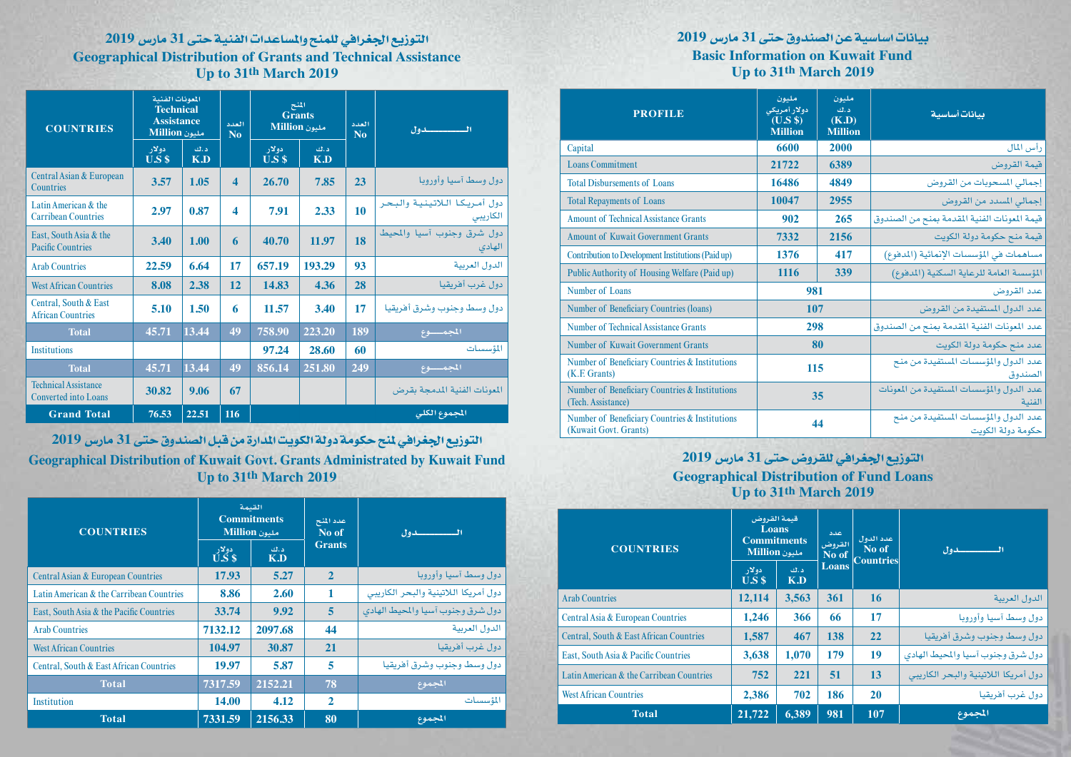## التوزيع الجغرافي للمنح والمساعدات الفنية حتى 31 مارس 2019
## Geographical Distribution of Grants and Technical Assistance Up to 31th March 2019

| COUNTRIES | المعونات الفنية Technical Assistance Million مليون | | العدد No | المنح Grants Million مليون | | العدد No | الـــــــــــــدول |
|---|---|---|---|---|---|---|---|
| | دولار U.S $ | د.ك K.D | | دولار U.S $ | د.ك K.D | | |
| Central Asian & European Countries | 3.57 | 1.05 | 4 | 26.70 | 7.85 | 23 | دول وسط آسيا وأوروبا |
| Latin American & the Carribean Countries | 2.97 | 0.87 | 4 | 7.91 | 2.33 | 10 | دول أمريكا اللاتينية والبحر الكاريبي |
| East, South Asia & the Pacific Countries | 3.40 | 1.00 | 6 | 40.70 | 11.97 | 18 | دول شرق وجنوب آسيا والمحيط الهادي |
| Arab Countries | 22.59 | 6.64 | 17 | 657.19 | 193.29 | 93 | الدول العربية |
| West African Countries | 8.08 | 2.38 | 12 | 14.83 | 4.36 | 28 | دول غرب أفريقيا |
| Central, South & East African Countries | 5.10 | 1.50 | 6 | 11.57 | 3.40 | 17 | دول وسط وجنوب وشرق أفريقيا |
| **Total** | **45.71** | **13.44** | **49** | **758.90** | **223.20** | **189** | **المجمـــــوع** |
| Institutions | | | | 97.24 | 28.60 | 60 | المؤسسات |
| **Total** | **45.71** | **13.44** | **49** | **856.14** | **251.80** | **249** | **المجمـــــوع** |
| Technical Assistance Converted into Loans | 30.82 | 9.06 | 67 | | | | المعونات الفنية المدمجة بقرض |
| **Grand Total** | **76.53** | **22.51** | **116** | | | | **المجموع الكلي** |

## التوزيع الجغرافي لمنح حكومة دولة الكويت المدارة من قبل الصندوق حتى 31 مارس 2019
## Geographical Distribution of Kuwait Govt. Grants Administrated by Kuwait Fund Up to 31th March 2019

| COUNTRIES | القيمة Commitments Million مليون | | عدد المنح No of Grants | الـــــــــــــدول |
|---|---|---|---|---|
| | دولار U.S $ | د.ك K.D | | |
| Central Asian & European Countries | 17.93 | 5.27 | 2 | دول وسط آسيا وأوروبا |
| Latin American & the Carribean Countries | 8.86 | 2.60 | 1 | دول أمريكا اللاتينية والبحر الكاريبي |
| East, South Asia & the Pacific Countries | 33.74 | 9.92 | 5 | دول شرق وجنوب آسيا والمحيط الهادي |
| Arab Countries | 7132.12 | 2097.68 | 44 | الدول العربية |
| West African Countries | 104.97 | 30.87 | 21 | دول غرب أفريقيا |
| Central, South & East African Countries | 19.97 | 5.87 | 5 | دول وسط وجنوب وشرق أفريقيا |
| **Total** | **7317.59** | **2152.21** | **78** | **المجموع** |
| Institution | 14.00 | 4.12 | 2 | المؤسسات |
| **Total** | **7331.59** | **2156.33** | **80** | **المجموع** |

## بيانات اساسية عن الصندوق حتى 31 مارس 2019
## Basic Information on Kuwait Fund Up to 31th March 2019

| PROFILE | مليون دولار أمريكي (U.S $) Million | مليون د.ك (K.D) Million | بيانات أساسية |
|---|---|---|---|
| Capital | 6600 | 2000 | رأس المال |
| Loans Commitment | 21722 | 6389 | قيمة القروض |
| Total Disbursements of Loans | 16486 | 4849 | إجمالي المسحوبات من القروض |
| Total Repayments of Loans | 10047 | 2955 | إجمالي المسدد من القروض |
| Amount of Technical Assistance Grants | 902 | 265 | قيمة المعونات الفنية المقدمة بمنح من الصندوق |
| Amount of Kuwait Government Grants | 7332 | 2156 | قيمة منح حكومة دولة الكويت |
| Contribution to Development Institutions (Paid up) | 1376 | 417 | مساهمات في المؤسسات الإنمائية (المدفوع) |
| Public Authority of Housing Welfare (Paid up) | 1116 | 339 | المؤسسة العامة للرعاية السكنية (المدفوع) |
| Number of Loans | 981 | | عدد القروض |
| Number of Beneficiary Countries (loans) | 107 | | عدد الدول المستفيدة من القروض |
| Number of Technical Assistance Grants | 298 | | عدد المعونات الفنية المقدمة بمنح من الصندوق |
| Number of Kuwait Government Grants | 80 | | عدد منح حكومة دولة الكويت |
| Number of Beneficiary Countries & Institutions (K.F. Grants) | 115 | | عدد الدول والمؤسسات المستفيدة من منح الصندوق |
| Number of Beneficiary Countries & Institutions (Tech. Assistance) | 35 | | عدد الدول والمؤسسات المستفيدة من المعونات الفنية |
| Number of Beneficiary Countries & Institutions (Kuwait Govt. Grants) | 44 | | عدد الدول والمؤسسات المستفيدة من منح حكومة دولة الكويت |

## التوزيع الجغرافي للقروض حتى 31 مارس 2019
## Geographical Distribution of Fund Loans Up to 31th March 2019

| COUNTRIES | قيمة القروض Loans Commitments Million مليون | | عدد القروض No of Loans | عدد الدول No of Countries | الـــــــــــــدول |
|---|---|---|---|---|---|
| | دولار U.S $ | د.ك K.D | | | |
| Arab Countries | 12,114 | 3,563 | 361 | 16 | الدول العربية |
| Central Asia & European Countries | 1,246 | 366 | 66 | 17 | دول وسط آسيا وأوروبا |
| Central, South & East African Countries | 1,587 | 467 | 138 | 22 | دول وسط وجنوب وشرق أفريقيا |
| East, South Asia & Pacific Countries | 3,638 | 1,070 | 179 | 19 | دول شرق وجنوب آسيا والمحيط الهادي |
| Latin American & the Carribean Countries | 752 | 221 | 51 | 13 | دول أمريكا اللاتينية والبحر الكاريبي |
| West African Countries | 2,386 | 702 | 186 | 20 | دول غرب أفريقيا |
| **Total** | **21,722** | **6,389** | **981** | **107** | **المجموع** |